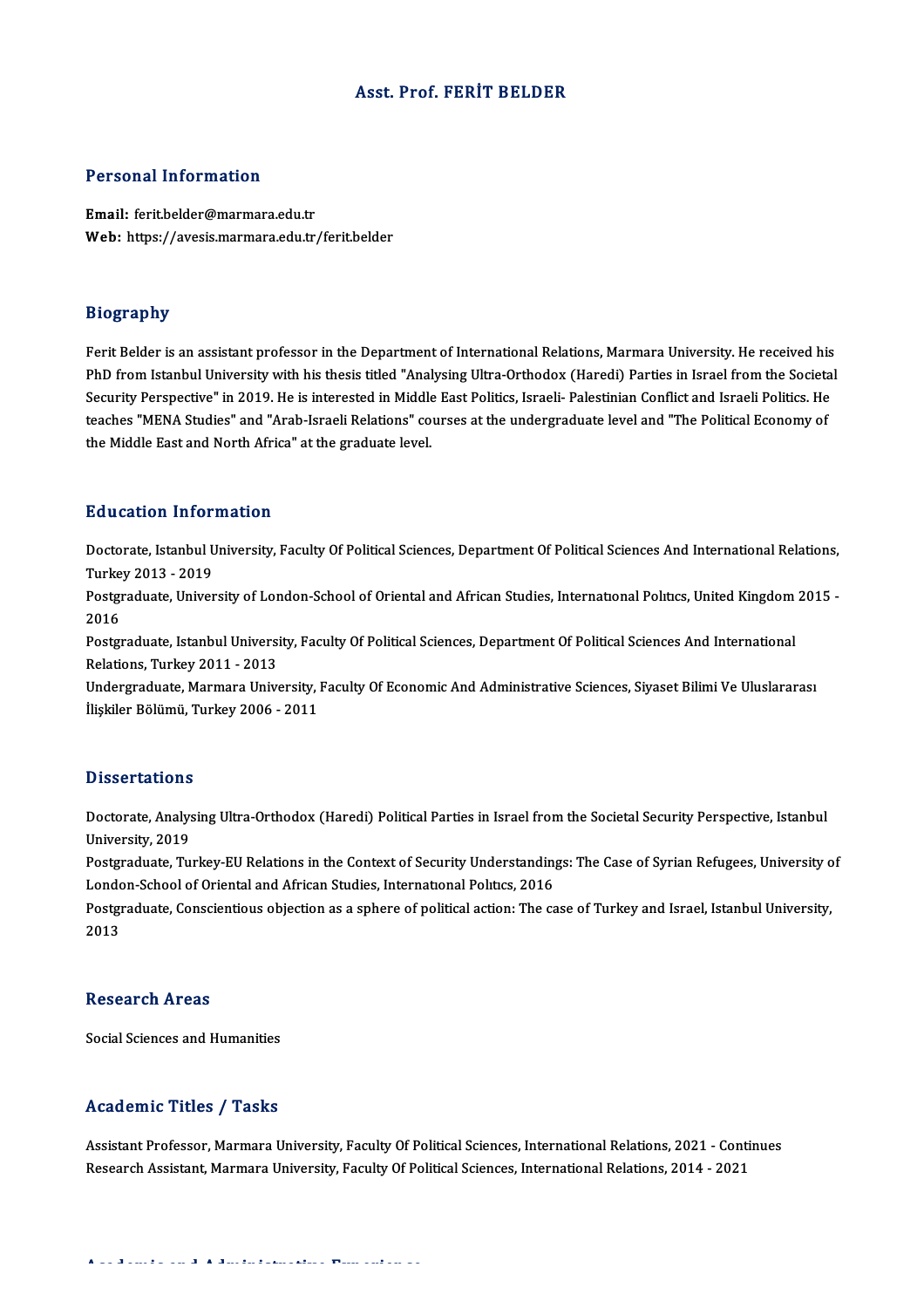# Asst. Prof. FERİT BELDER

## Personal Information

**Email:** ferit.belder@marmara.edu.tr
**Web:** https://avesis.marmara.edu.tr/ferit.belder

## Biography

Ferit Belder is an assistant professor in the Department of International Relations, Marmara University. He received his PhD from Istanbul University with his thesis titled "Analysing Ultra-Orthodox (Haredi) Parties in Israel from the Societal Security Perspective" in 2019. He is interested in Middle East Politics, Israeli- Palestinian Conflict and Israeli Politics. He teaches "MENA Studies" and "Arab-Israeli Relations" courses at the undergraduate level and "The Political Economy of the Middle East and North Africa" at the graduate level.

## Education Information

Doctorate, Istanbul University, Faculty Of Political Sciences, Department Of Political Sciences And International Relations, Turkey 2013 - 2019

Postgraduate, University of London-School of Oriental and African Studies, International Politics, United Kingdom 2015 - 2016

Postgraduate, Istanbul University, Faculty Of Political Sciences, Department Of Political Sciences And International Relations, Turkey 2011 - 2013

Undergraduate, Marmara University, Faculty Of Economic And Administrative Sciences, Siyaset Bilimi Ve Uluslararası İlişkiler Bölümü, Turkey 2006 - 2011

## Dissertations

Doctorate, Analysing Ultra-Orthodox (Haredi) Political Parties in Israel from the Societal Security Perspective, Istanbul University, 2019

Postgraduate, Turkey-EU Relations in the Context of Security Understandings: The Case of Syrian Refugees, University of London-School of Oriental and African Studies, International Politics, 2016

Postgraduate, Conscientious objection as a sphere of political action: The case of Turkey and Israel, Istanbul University, 2013

## Research Areas

Social Sciences and Humanities

## Academic Titles / Tasks

Assistant Professor, Marmara University, Faculty Of Political Sciences, International Relations, 2021 - Continues

Research Assistant, Marmara University, Faculty Of Political Sciences, International Relations, 2014 - 2021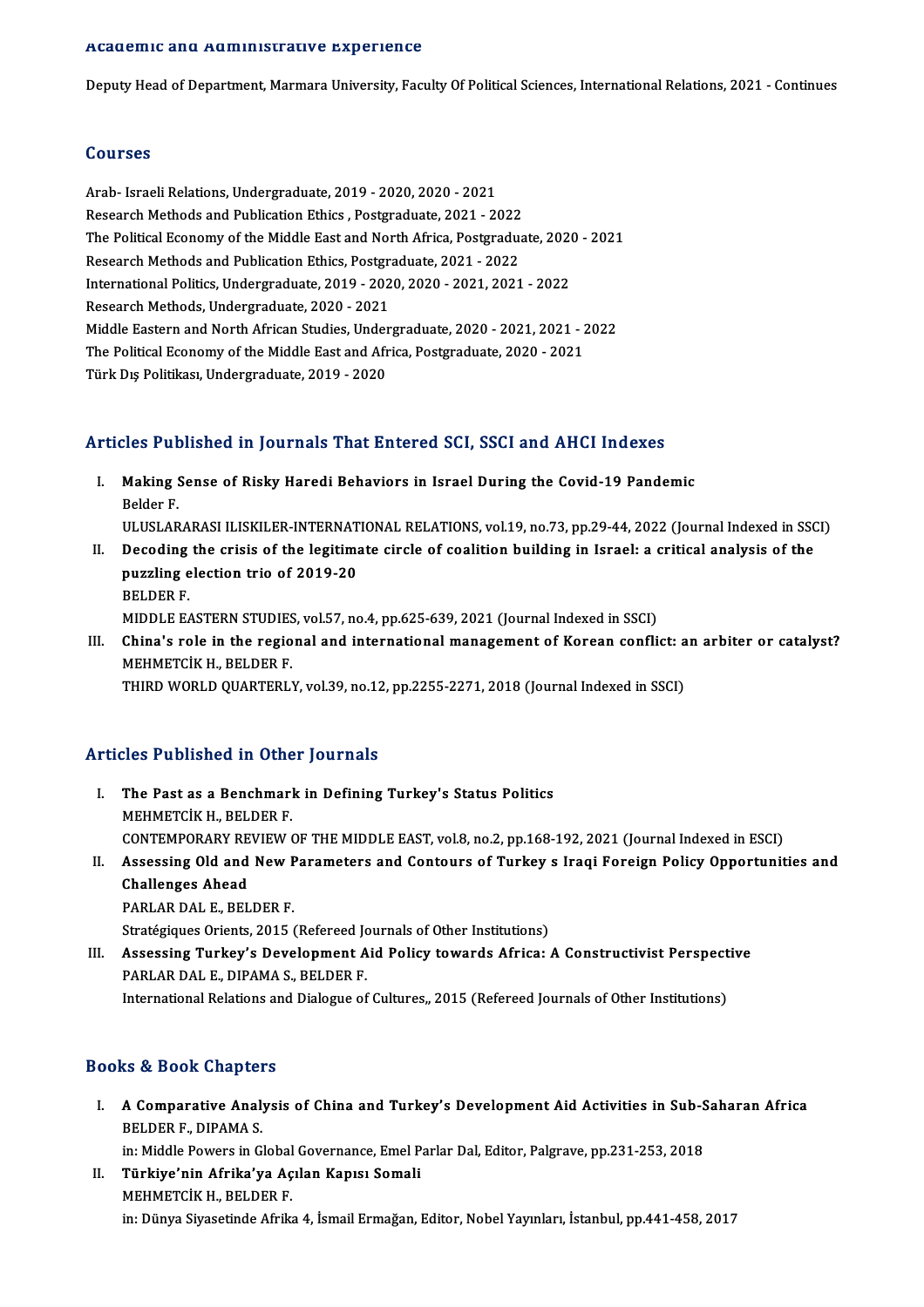## Academic and Administrative Experience

Deputy Head of Department, Marmara University, Faculty Of Political Sciences, International Relations, 2021 - Continues

## Courses

Arab- Israeli Relations, Undergraduate, 2019 - 2020, 2020 - 2021
Research Methods and Publication Ethics , Postgraduate, 2021 - 2022
The Political Economy of the Middle East and North Africa, Postgraduate, 2020 - 2021
Research Methods and Publication Ethics, Postgraduate, 2021 - 2022
International Politics, Undergraduate, 2019 - 2020, 2020 - 2021, 2021 - 2022
Research Methods, Undergraduate, 2020 - 2021
Middle Eastern and North African Studies, Undergraduate, 2020 - 2021, 2021 - 2022
The Political Economy of the Middle East and Africa, Postgraduate, 2020 - 2021
Türk Dış Politikası, Undergraduate, 2019 - 2020

## Articles Published in Journals That Entered SCI, SSCI and AHCI Indexes

I. **Making Sense of Risky Haredi Behaviors in Israel During the Covid-19 Pandemic**
   Belder F.
   ULUSLARARASI ILISKILER-INTERNATIONAL RELATIONS, vol.19, no.73, pp.29-44, 2022 (Journal Indexed in SSCI)

II. **Decoding the crisis of the legitimate circle of coalition building in Israel: a critical analysis of the puzzling election trio of 2019-20**
   BELDER F.
   MIDDLE EASTERN STUDIES, vol.57, no.4, pp.625-639, 2021 (Journal Indexed in SSCI)

III. **China's role in the regional and international management of Korean conflict: an arbiter or catalyst?**
   MEHMETCİK H., BELDER F.
   THIRD WORLD QUARTERLY, vol.39, no.12, pp.2255-2271, 2018 (Journal Indexed in SSCI)

## Articles Published in Other Journals

I. **The Past as a Benchmark in Defining Turkey's Status Politics**
   MEHMETCİK H., BELDER F.
   CONTEMPORARY REVIEW OF THE MIDDLE EAST, vol.8, no.2, pp.168-192, 2021 (Journal Indexed in ESCI)

II. **Assessing Old and New Parameters and Contours of Turkey s Iraqi Foreign Policy Opportunities and Challenges Ahead**
   PARLAR DAL E., BELDER F.
   Stratégiques Orients, 2015 (Refereed Journals of Other Institutions)

III. **Assessing Turkey's Development Aid Policy towards Africa: A Constructivist Perspective**
   PARLAR DAL E., DIPAMA S., BELDER F.
   International Relations and Dialogue of Cultures,, 2015 (Refereed Journals of Other Institutions)

## Books & Book Chapters

I. **A Comparative Analysis of China and Turkey's Development Aid Activities in Sub-Saharan Africa**
   BELDER F., DIPAMA S.
   in: Middle Powers in Global Governance, Emel Parlar Dal, Editor, Palgrave, pp.231-253, 2018

II. **Türkiye'nin Afrika'ya Açılan Kapısı Somali**
   MEHMETCİK H., BELDER F.
   in: Dünya Siyasetinde Afrika 4, İsmail Ermağan, Editor, Nobel Yayınları, İstanbul, pp.441-458, 2017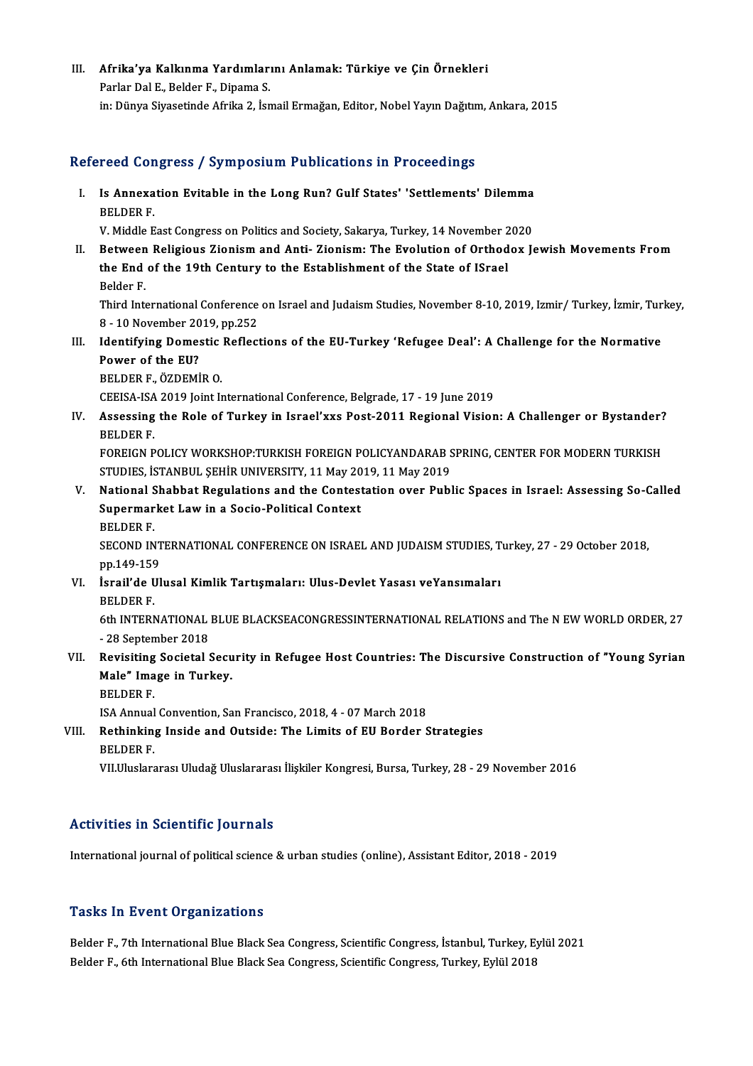III. **Afrika'ya Kalkınma Yardımlarını Anlamak: Türkiye ve Çin Örnekleri**
Parlar Dal E., Belder F., Dipama S.
in: Dünya Siyasetinde Afrika 2, İsmail Ermağan, Editor, Nobel Yayın Dağıtım, Ankara, 2015

## Refereed Congress / Symposium Publications in Proceedings

I. **Is Annexation Evitable in the Long Run? Gulf States' 'Settlements' Dilemma**
BELDER F.
V. Middle East Congress on Politics and Society, Sakarya, Turkey, 14 November 2020

II. **Between Religious Zionism and Anti- Zionism: The Evolution of Orthodox Jewish Movements From the End of the 19th Century to the Establishment of the State of ISrael**
Belder F.
Third International Conference on Israel and Judaism Studies, November 8-10, 2019, Izmir/ Turkey, İzmir, Turkey, 8 - 10 November 2019, pp.252

III. **Identifying Domestic Reflections of the EU-Turkey 'Refugee Deal': A Challenge for the Normative Power of the EU?**
BELDER F., ÖZDEMİR O.
CEEISA-ISA 2019 Joint International Conference, Belgrade, 17 - 19 June 2019

IV. **Assessing the Role of Turkey in Israel'xxs Post-2011 Regional Vision: A Challenger or Bystander?**
BELDER F.
FOREIGN POLICY WORKSHOP:TURKISH FOREIGN POLICYANDARAB SPRING, CENTER FOR MODERN TURKISH STUDIES, İSTANBUL ŞEHİR UNIVERSITY, 11 May 2019, 11 May 2019

V. **National Shabbat Regulations and the Contestation over Public Spaces in Israel: Assessing So-Called Supermarket Law in a Socio-Political Context**
BELDER F.
SECOND INTERNATIONAL CONFERENCE ON ISRAEL AND JUDAISM STUDIES, Turkey, 27 - 29 October 2018, pp.149-159

VI. **İsrail'de Ulusal Kimlik Tartışmaları: Ulus-Devlet Yasası veYansımaları**
BELDER F.
6th INTERNATIONAL BLUE BLACKSEACONGRESSINTERNATIONAL RELATIONS and The N EW WORLD ORDER, 27 - 28 September 2018

VII. **Revisiting Societal Security in Refugee Host Countries: The Discursive Construction of "Young Syrian Male" Image in Turkey.**
BELDER F.
ISA Annual Convention, San Francisco, 2018, 4 - 07 March 2018

VIII. **Rethinking Inside and Outside: The Limits of EU Border Strategies**
BELDER F.
VII.Uluslararası Uludağ Uluslararası İlişkiler Kongresi, Bursa, Turkey, 28 - 29 November 2016

## Activities in Scientific Journals

International journal of political science & urban studies (online), Assistant Editor, 2018 - 2019

## Tasks In Event Organizations

Belder F., 7th International Blue Black Sea Congress, Scientific Congress, İstanbul, Turkey, Eylül 2021
Belder F., 6th International Blue Black Sea Congress, Scientific Congress, Turkey, Eylül 2018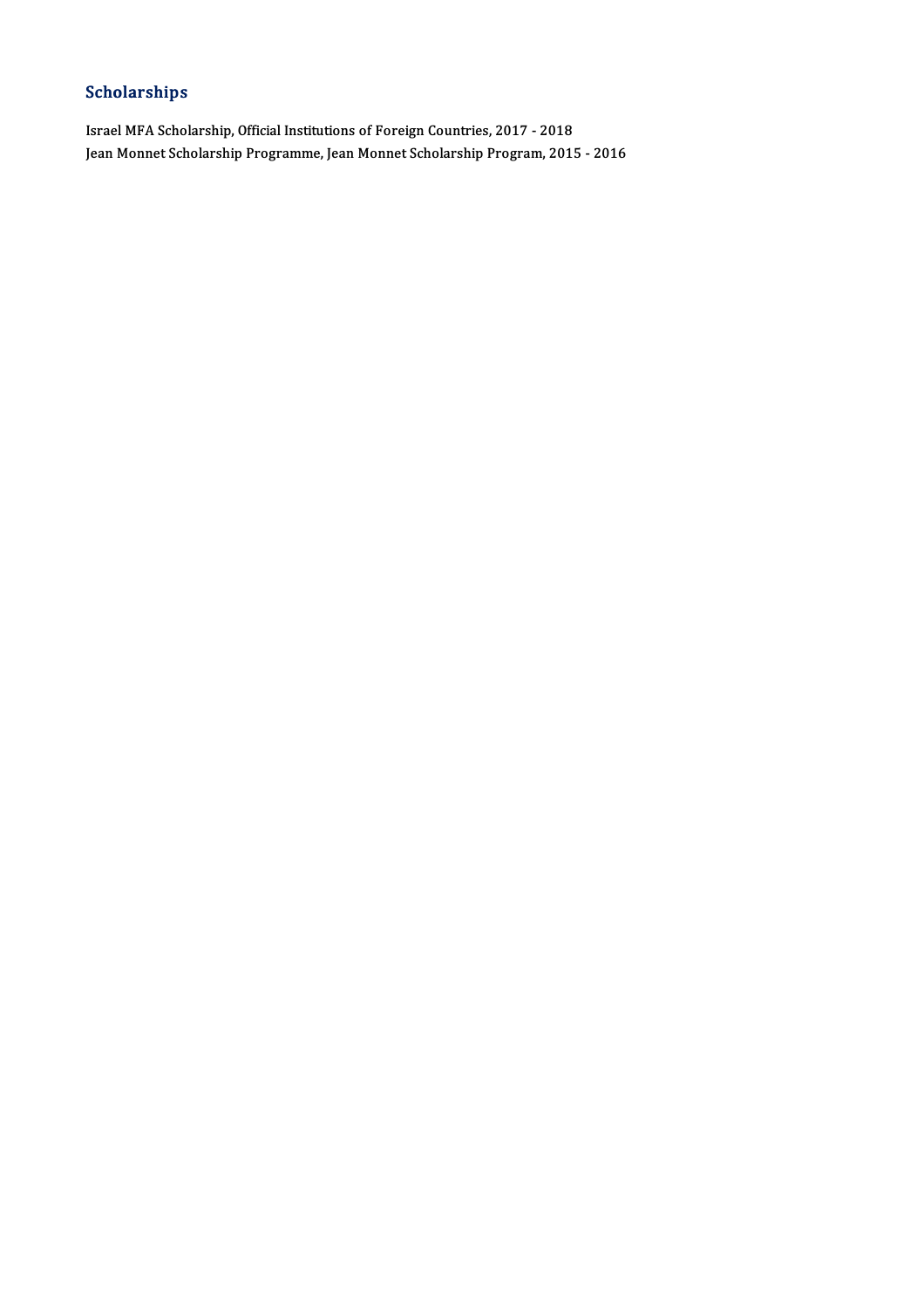## Scholarships

Israel MFA Scholarship, Official Institutions of Foreign Countries, 2017 - 2018
Jean Monnet Scholarship Programme, Jean Monnet Scholarship Program, 2015 - 2016